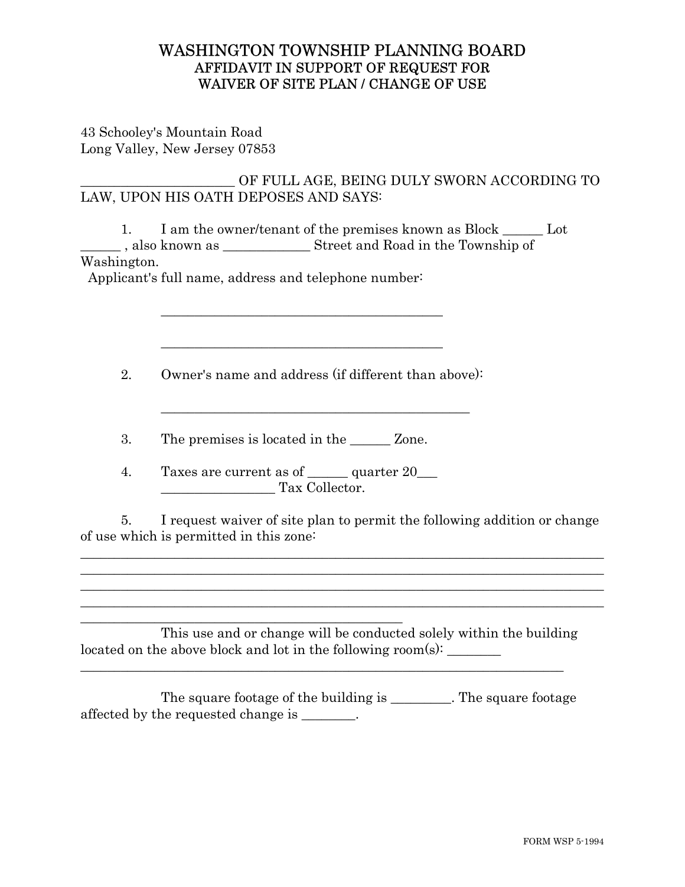# WASHINGTON TOWNSHIP PLANNING BOARD
## AFFIDAVIT IN SUPPORT OF REQUEST FOR WAIVER OF SITE PLAN / CHANGE OF USE

43 Schooley's Mountain Road
Long Valley, New Jersey 07853

_______________________ OF FULL AGE, BEING DULY SWORN ACCORDING TO LAW, UPON HIS OATH DEPOSES AND SAYS:

1. I am the owner/tenant of the premises known as Block ______ Lot ______ , also known as _____________ Street and Road in the Township of Washington.

   Applicant's full name, address and telephone number:

   __________________________________________

   __________________________________________

2. Owner's name and address (if different than above):

   ______________________________________________

3. The premises is located in the ______ Zone.

4. Taxes are current as of ______ quarter 20___
   _________________ Tax Collector.

5. I request waiver of site plan to permit the following addition or change of use which is permitted in this zone:

_____________________________________________________________________________
_____________________________________________________________________________
_____________________________________________________________________________
_____________________________________________________________________________
________________________________________________

This use and or change will be conducted solely within the building located on the above block and lot in the following room(s): ________
_________________________________________________________________________

The square footage of the building is _________. The square footage affected by the requested change is ________.

FORM WSP 5-1994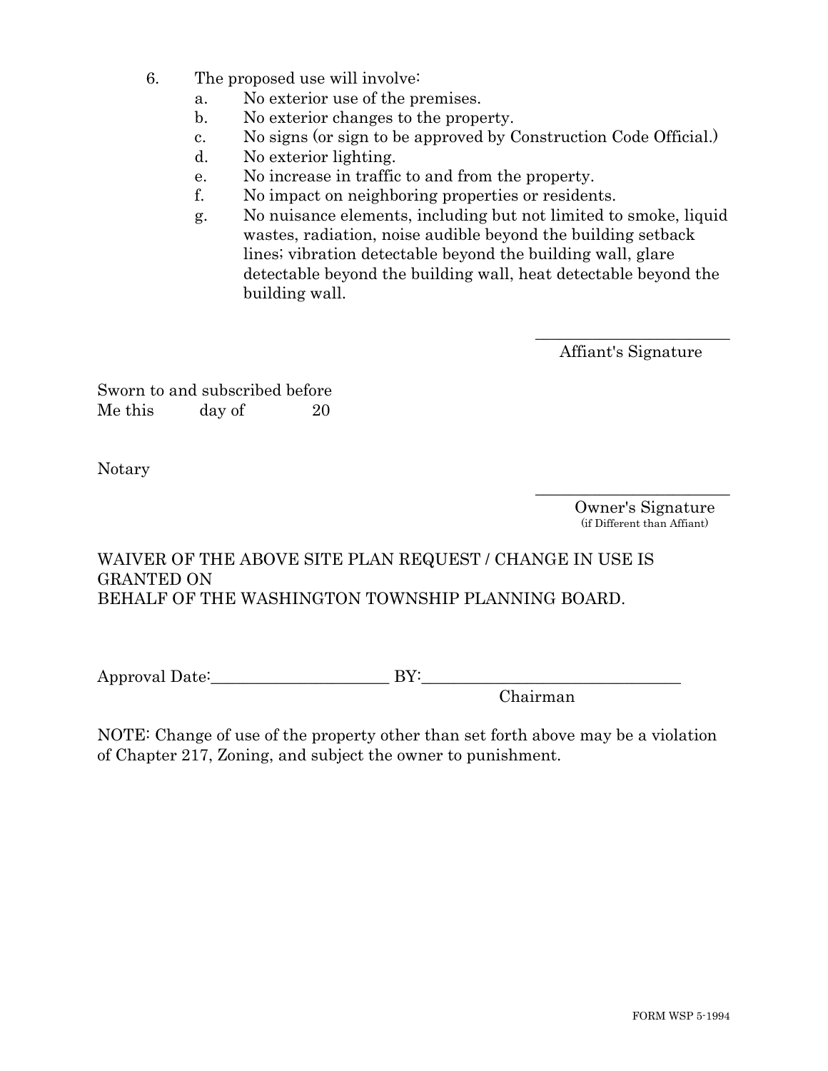6. The proposed use will involve:
   a. No exterior use of the premises.
   b. No exterior changes to the property.
   c. No signs (or sign to be approved by Construction Code Official.)
   d. No exterior lighting.
   e. No increase in traffic to and from the property.
   f. No impact on neighboring properties or residents.
   g. No nuisance elements, including but not limited to smoke, liquid wastes, radiation, noise audible beyond the building setback lines; vibration detectable beyond the building wall, glare detectable beyond the building wall, heat detectable beyond the building wall.

________________________
Affiant's Signature

Sworn to and subscribed before
Me this day of 20

Notary

________________________
Owner's Signature
(if Different than Affiant)

WAIVER OF THE ABOVE SITE PLAN REQUEST / CHANGE IN USE IS GRANTED ON
BEHALF OF THE WASHINGTON TOWNSHIP PLANNING BOARD.

Approval Date:______________________ BY:________________________________
Chairman

NOTE: Change of use of the property other than set forth above may be a violation of Chapter 217, Zoning, and subject the owner to punishment.

FORM WSP 5-1994